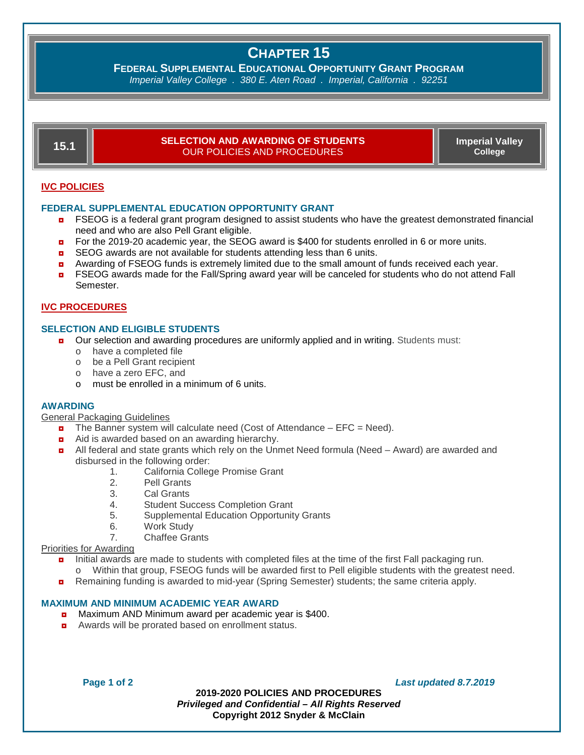# CHAPTER 15

## FEDERAL SUPPLEMENTAL EDUCATIONAL OPPORTUNITY GRANT PROGRAM

*Imperial Valley College . 380 E. Aten Road . Imperial, California . 92251*

## 15.1 SELECTION AND AWARDING OF STUDENTS

OUR POLICIES AND PROCEDURES

**Imperial Valley College**

### IVC POLICIES

#### FEDERAL SUPPLEMENTAL EDUCATION OPPORTUNITY GRANT

- FSEOG is a federal grant program designed to assist students who have the greatest demonstrated financial need and who are also Pell Grant eligible.
- For the 2019-20 academic year, the SEOG award is $400 for students enrolled in 6 or more units.
- SEOG awards are not available for students attending less than 6 units.
- Awarding of FSEOG funds is extremely limited due to the small amount of funds received each year.
- FSEOG awards made for the Fall/Spring award year will be canceled for students who do not attend Fall Semester.

### IVC PROCEDURES

#### SELECTION AND ELIGIBLE STUDENTS

- Our selection and awarding procedures are uniformly applied and in writing. Students must:
  - have a completed file
  - be a Pell Grant recipient
  - have a zero EFC, and
  - must be enrolled in a minimum of 6 units.

#### AWARDING

General Packaging Guidelines

- The Banner system will calculate need (Cost of Attendance – EFC = Need).
- Aid is awarded based on an awarding hierarchy.
- All federal and state grants which rely on the Unmet Need formula (Need – Award) are awarded and disbursed in the following order:
  1. California College Promise Grant
  2. Pell Grants
  3. Cal Grants
  4. Student Success Completion Grant
  5. Supplemental Education Opportunity Grants
  6. Work Study
  7. Chaffee Grants

Priorities for Awarding

- Initial awards are made to students with completed files at the time of the first Fall packaging run.
  - Within that group, FSEOG funds will be awarded first to Pell eligible students with the greatest need.
- Remaining funding is awarded to mid-year (Spring Semester) students; the same criteria apply.

#### MAXIMUM AND MINIMUM ACADEMIC YEAR AWARD

- Maximum AND Minimum award per academic year is $400.
- Awards will be prorated based on enrollment status.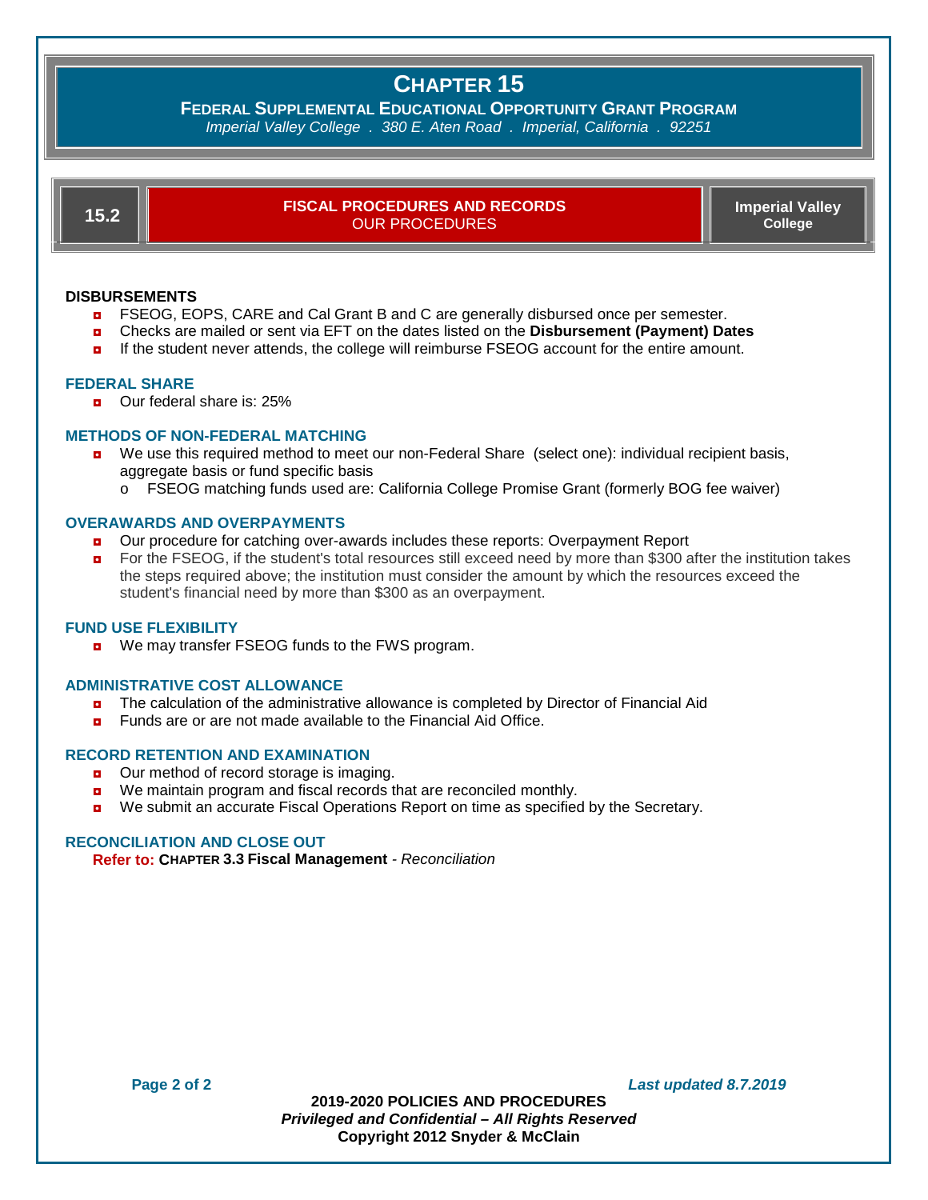# CHAPTER 15

**FEDERAL SUPPLEMENTAL EDUCATIONAL OPPORTUNITY GRANT PROGRAM**

*Imperial Valley College . 380 E. Aten Road . Imperial, California . 92251*

## 15.2 FISCAL PROCEDURES AND RECORDS

OUR PROCEDURES

**Imperial Valley College**

### DISBURSEMENTS

- FSEOG, EOPS, CARE and Cal Grant B and C are generally disbursed once per semester.
- Checks are mailed or sent via EFT on the dates listed on the **Disbursement (Payment) Dates**
- If the student never attends, the college will reimburse FSEOG account for the entire amount.

### FEDERAL SHARE

- Our federal share is: 25%

### METHODS OF NON-FEDERAL MATCHING

- We use this required method to meet our non-Federal Share (select one): individual recipient basis, aggregate basis or fund specific basis
  - o FSEOG matching funds used are: California College Promise Grant (formerly BOG fee waiver)

### OVERAWARDS AND OVERPAYMENTS

- Our procedure for catching over-awards includes these reports: Overpayment Report
- For the FSEOG, if the student's total resources still exceed need by more than $300 after the institution takes the steps required above; the institution must consider the amount by which the resources exceed the student's financial need by more than $300 as an overpayment.

### FUND USE FLEXIBILITY

- We may transfer FSEOG funds to the FWS program.

### ADMINISTRATIVE COST ALLOWANCE

- The calculation of the administrative allowance is completed by Director of Financial Aid
- Funds are or are not made available to the Financial Aid Office.

### RECORD RETENTION AND EXAMINATION

- Our method of record storage is imaging.
- We maintain program and fiscal records that are reconciled monthly.
- We submit an accurate Fiscal Operations Report on time as specified by the Secretary.

### RECONCILIATION AND CLOSE OUT

**Refer to: CHAPTER 3.3 Fiscal Management** - *Reconciliation*

*Last updated 8.7.2019*

**2019-2020 POLICIES AND PROCEDURES**

***Privileged and Confidential – All Rights Reserved***

**Copyright 2012 Snyder & McClain**